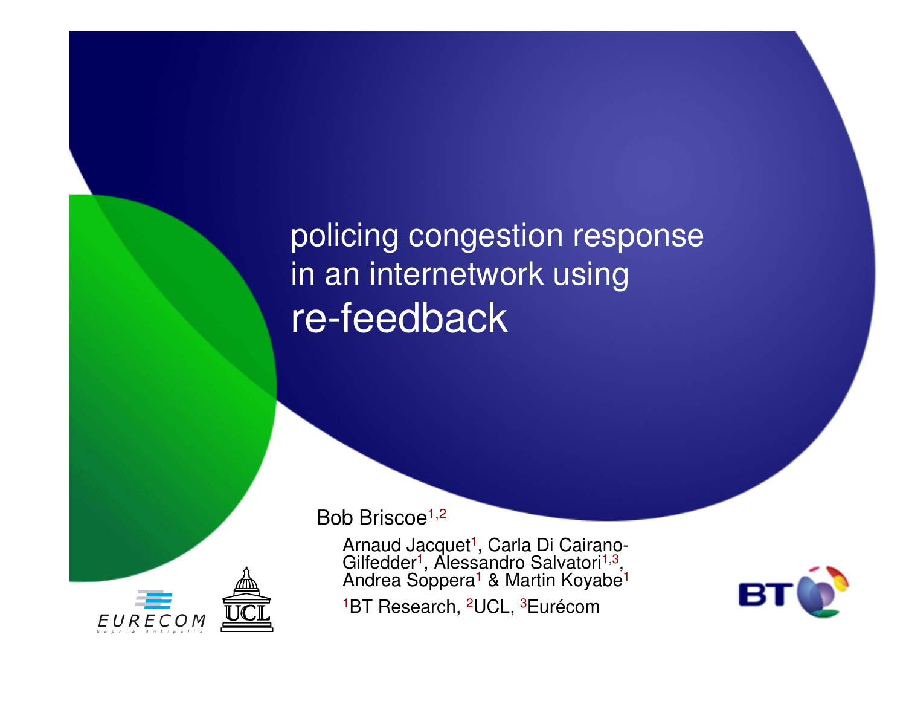# policing congestion response in an internetwork using re-feedback

Bob Briscoe[1,2]

Arnaud Jacquet[1], Carla Di Cairano-Gilfedder[1], Alessandro Salvatori[1,3], Andrea Soppera[1] & Martin Koyabe[1]

[1]BT Research, [2]UCL, [3]Eurécom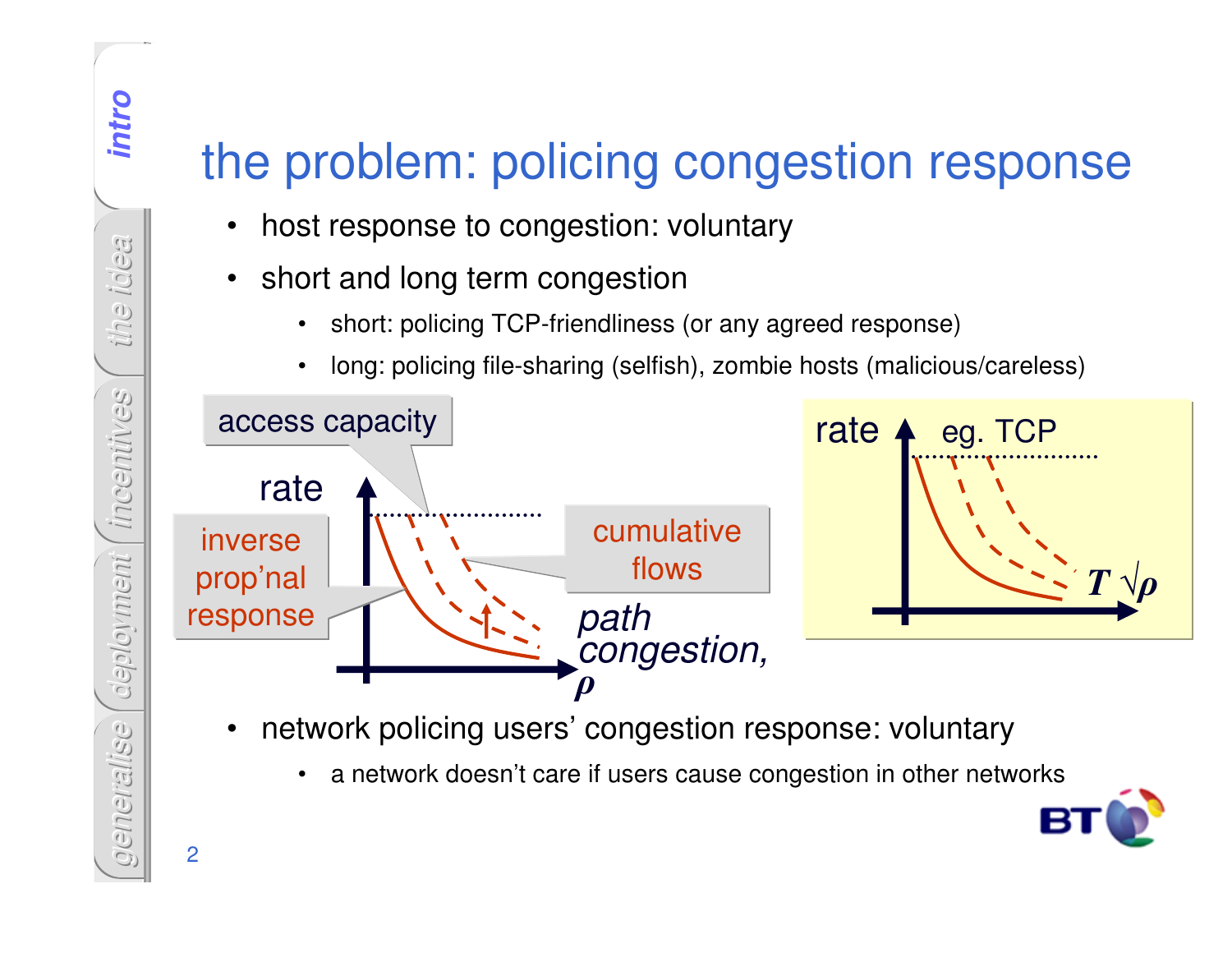# the problem: policing congestion response

- host response to congestion: voluntary
- short and long term congestion
  - short: policing TCP-friendliness (or any agreed response)
  - long: policing file-sharing (selfish), zombie hosts (malicious/careless)

access capacity

rate

inverse prop'nal response

cumulative flows

path congestion, $\rho$

rate

eg. TCP

$T\sqrt{\rho}$

- network policing users' congestion response: voluntary
  - a network doesn't care if users cause congestion in other networks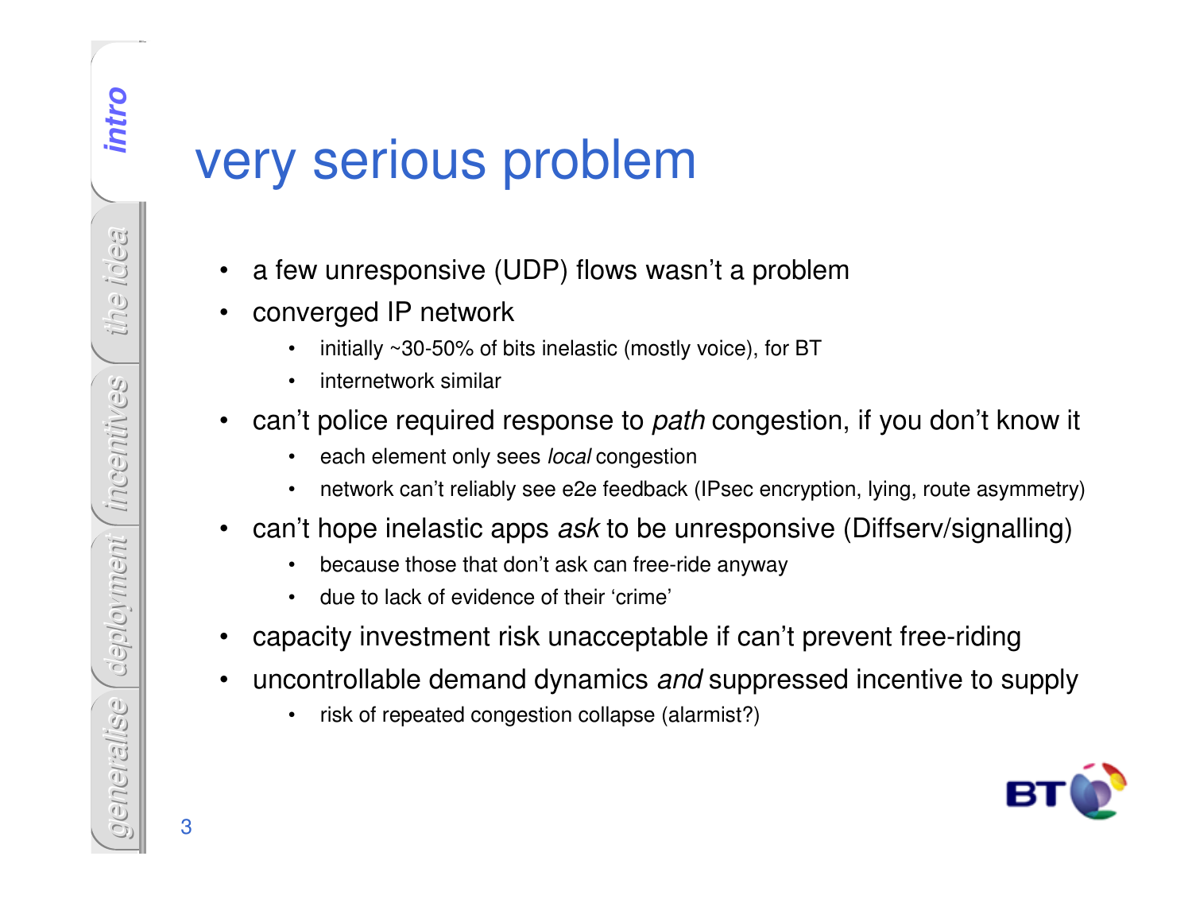# very serious problem

- a few unresponsive (UDP) flows wasn't a problem
- converged IP network
  - initially ~30-50% of bits inelastic (mostly voice), for BT
  - internetwork similar
- can't police required response to *path* congestion, if you don't know it
  - each element only sees *local* congestion
  - network can't reliably see e2e feedback (IPsec encryption, lying, route asymmetry)
- can't hope inelastic apps *ask* to be unresponsive (Diffserv/signalling)
  - because those that don't ask can free-ride anyway
  - due to lack of evidence of their 'crime'
- capacity investment risk unacceptable if can't prevent free-riding
- uncontrollable demand dynamics *and* suppressed incentive to supply
  - risk of repeated congestion collapse (alarmist?)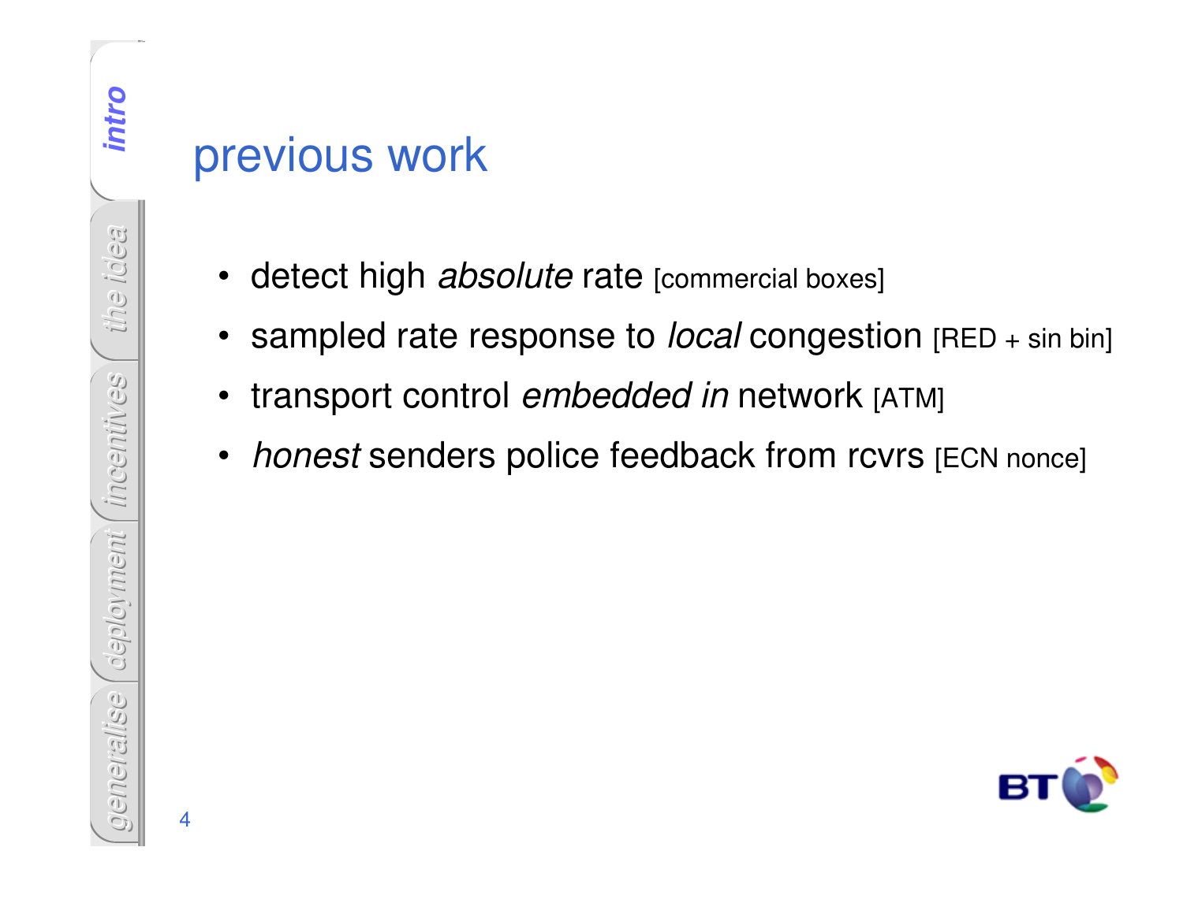# previous work

- detect high *absolute* rate [commercial boxes]
- sampled rate response to *local* congestion [RED + sin bin]
- transport control *embedded in* network [ATM]
- *honest* senders police feedback from rcvrs [ECN nonce]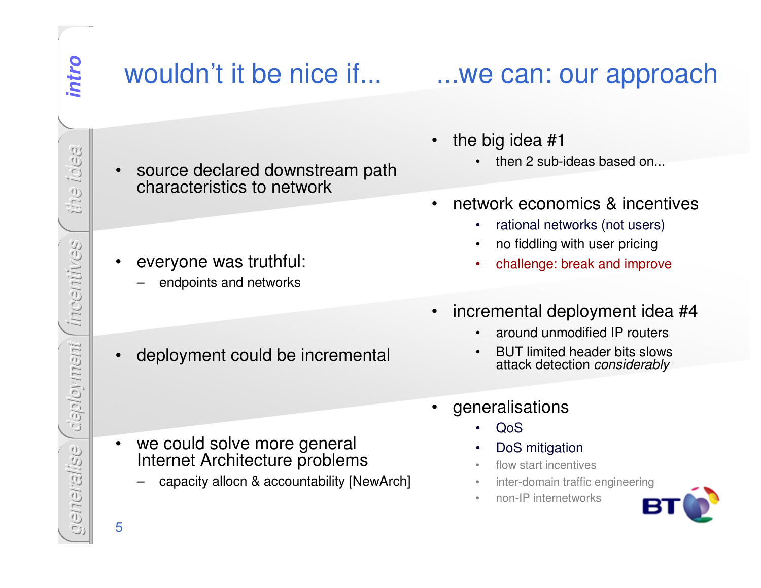## wouldn't it be nice if...

- source declared downstream path characteristics to network
- everyone was truthful:
  - endpoints and networks
- deployment could be incremental
- we could solve more general Internet Architecture problems
  - capacity allocn & accountability [NewArch]

## ...we can: our approach

- the big idea #1
  - then 2 sub-ideas based on...
- network economics & incentives
  - rational networks (not users)
  - no fiddling with user pricing
  - challenge: break and improve
- incremental deployment idea #4
  - around unmodified IP routers
  - BUT limited header bits slows attack detection *considerably*
- generalisations
  - QoS
  - DoS mitigation
  - flow start incentives
  - inter-domain traffic engineering
  - non-IP internetworks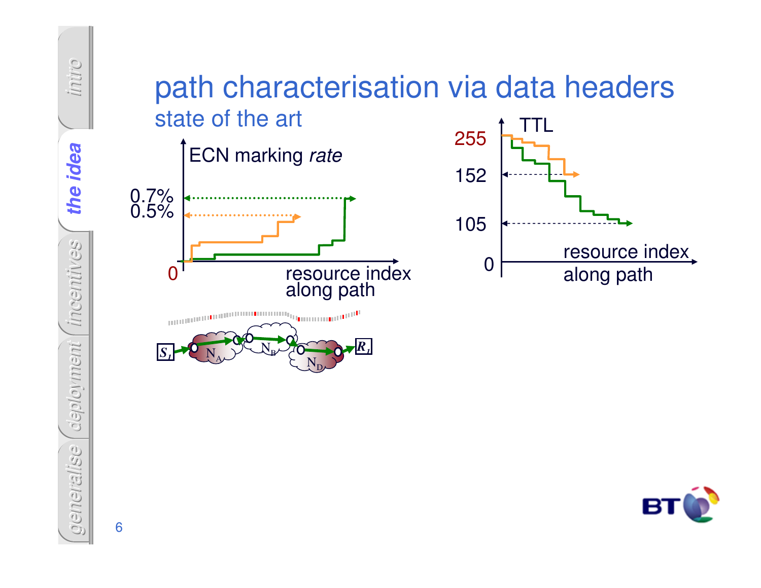# path characterisation via data headers

## state of the art

ECN marking *rate*

0.7%

0.5%

0

resource index along path

TTL

255

152

105

0

resource index along path

$S_1$ $N_A$ $N_B$ $N_D$ $R_1$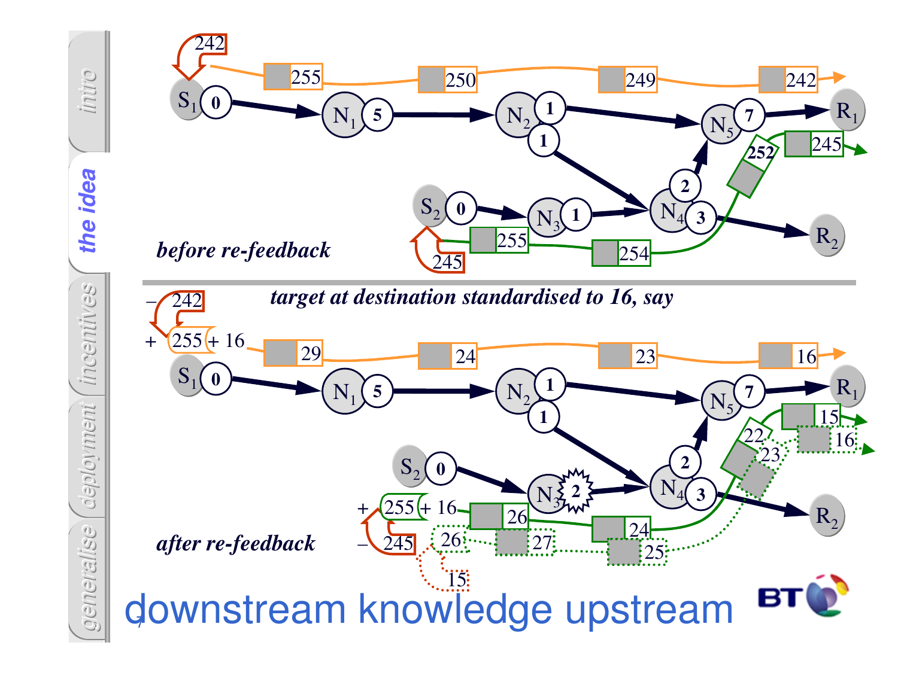# downstream knowledge upstream

*before re-feedback*

*target at destination standardised to 16, say*

*after re-feedback*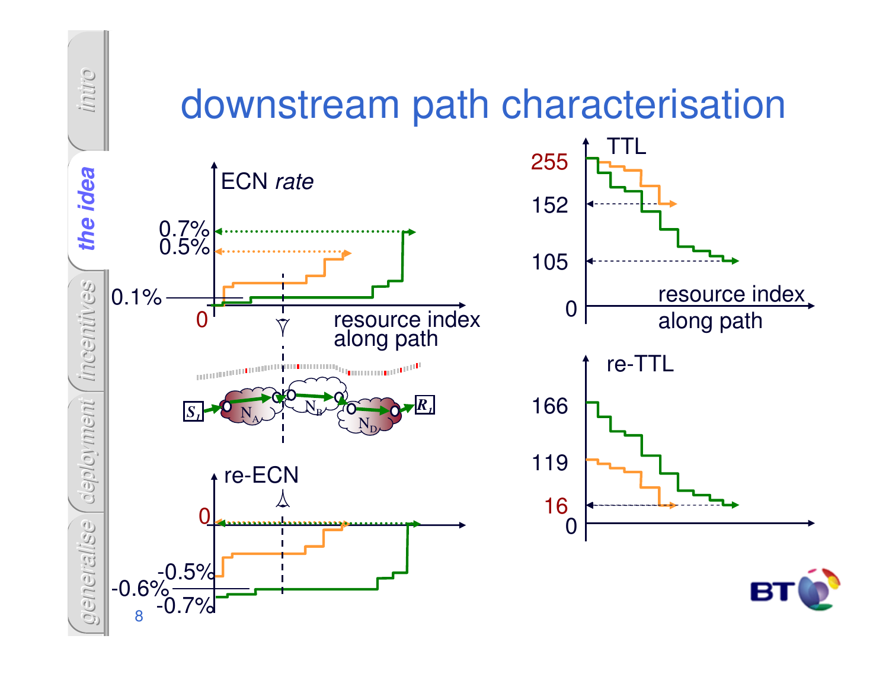# downstream path characterisation

ECN *rate*

0.7%
0.5%
0.1%
0

resource index along path

$S_1$ — $N_A$ — $N_B$ — $N_D$ — $R_1$

re-ECN

0
-0.5%
-0.6%
-0.7%

TTL

255
152
105
0

resource index along path

re-TTL

166
119
16
0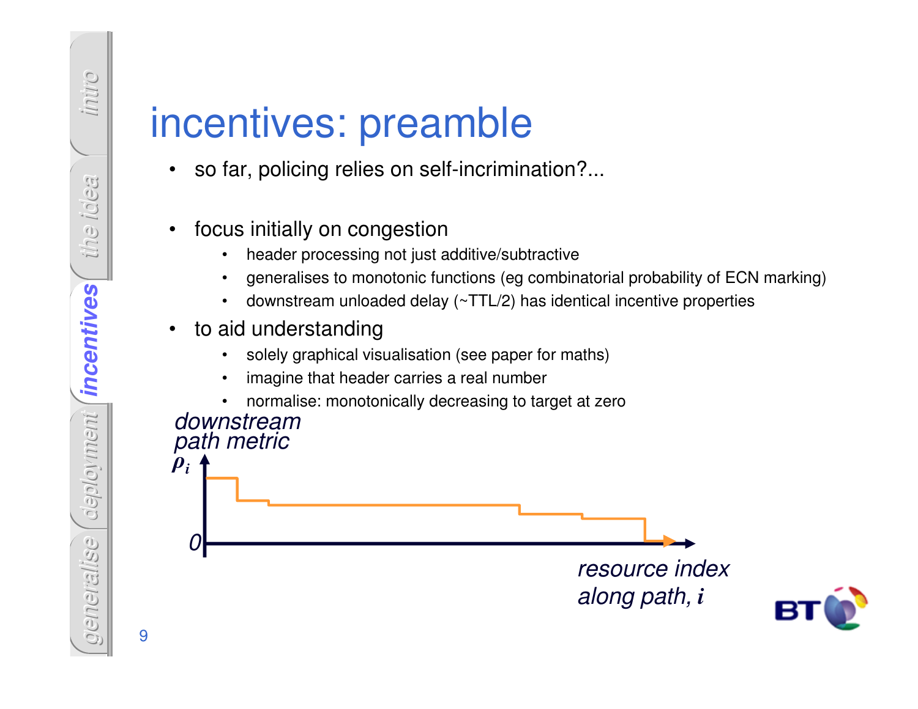# incentives: preamble

- so far, policing relies on self-incrimination?...
- focus initially on congestion
  - header processing not just additive/subtractive
  - generalises to monotonic functions (eg combinatorial probability of ECN marking)
  - downstream unloaded delay (~TTL/2) has identical incentive properties
- to aid understanding
  - solely graphical visualisation (see paper for maths)
  - imagine that header carries a real number
  - normalise: monotonically decreasing to target at zero

*downstream path metric* $\rho_i$

0

*resource index along path,* $i$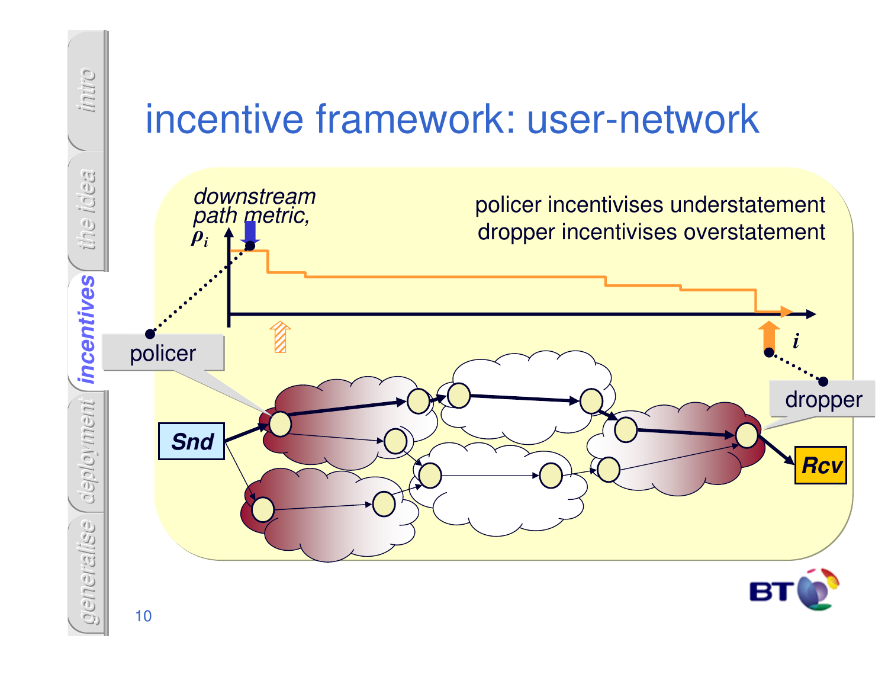# incentive framework: user-network

downstream path metric, $\rho_i$

policer incentivises understatement
dropper incentivises overstatement

$i$

policer

dropper

Snd

Rcv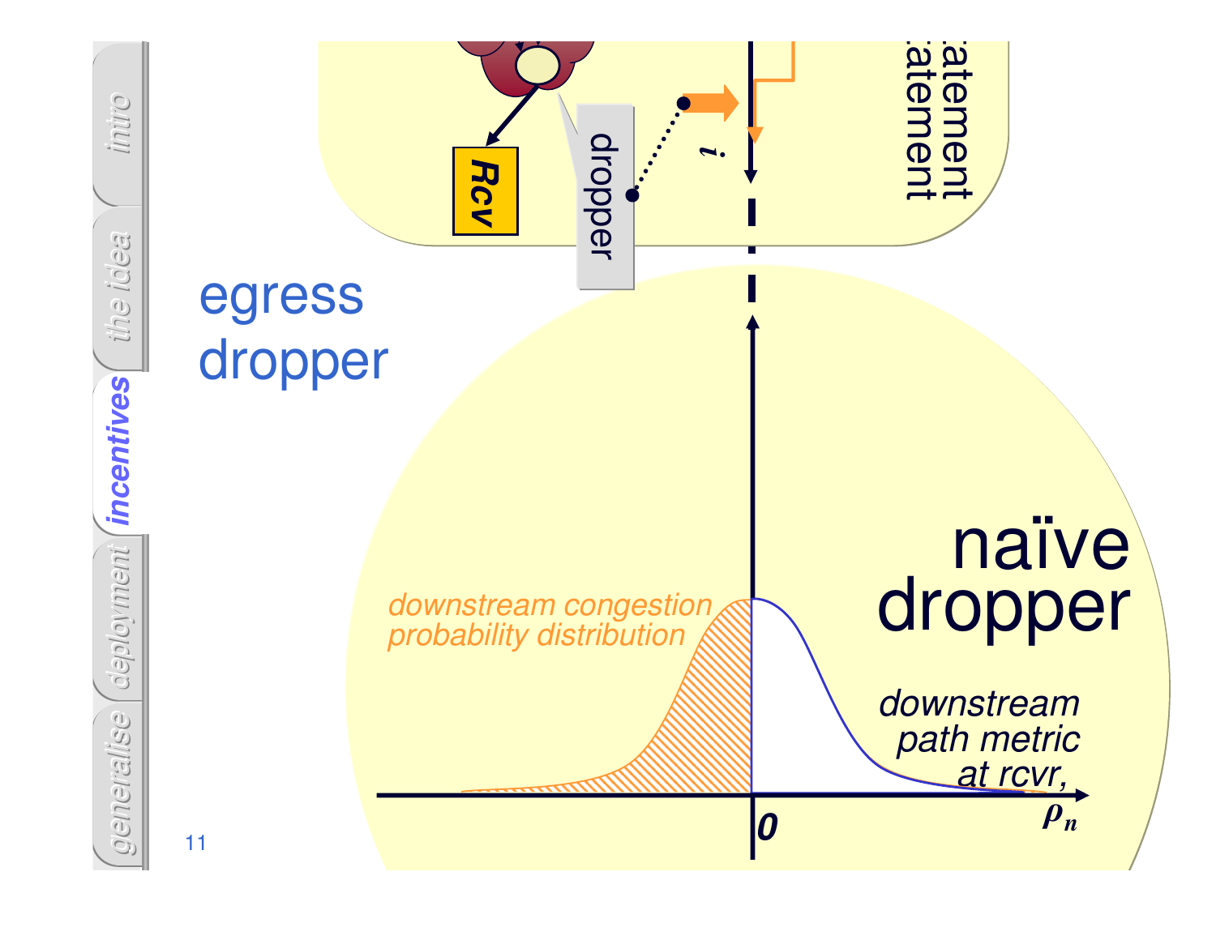## egress dropper

Rcv

dropper

$i$

:atement
:atement

# naïve dropper

*downstream congestion probability distribution*

*downstream path metric at rcvr,*

$\rho_n$

**0**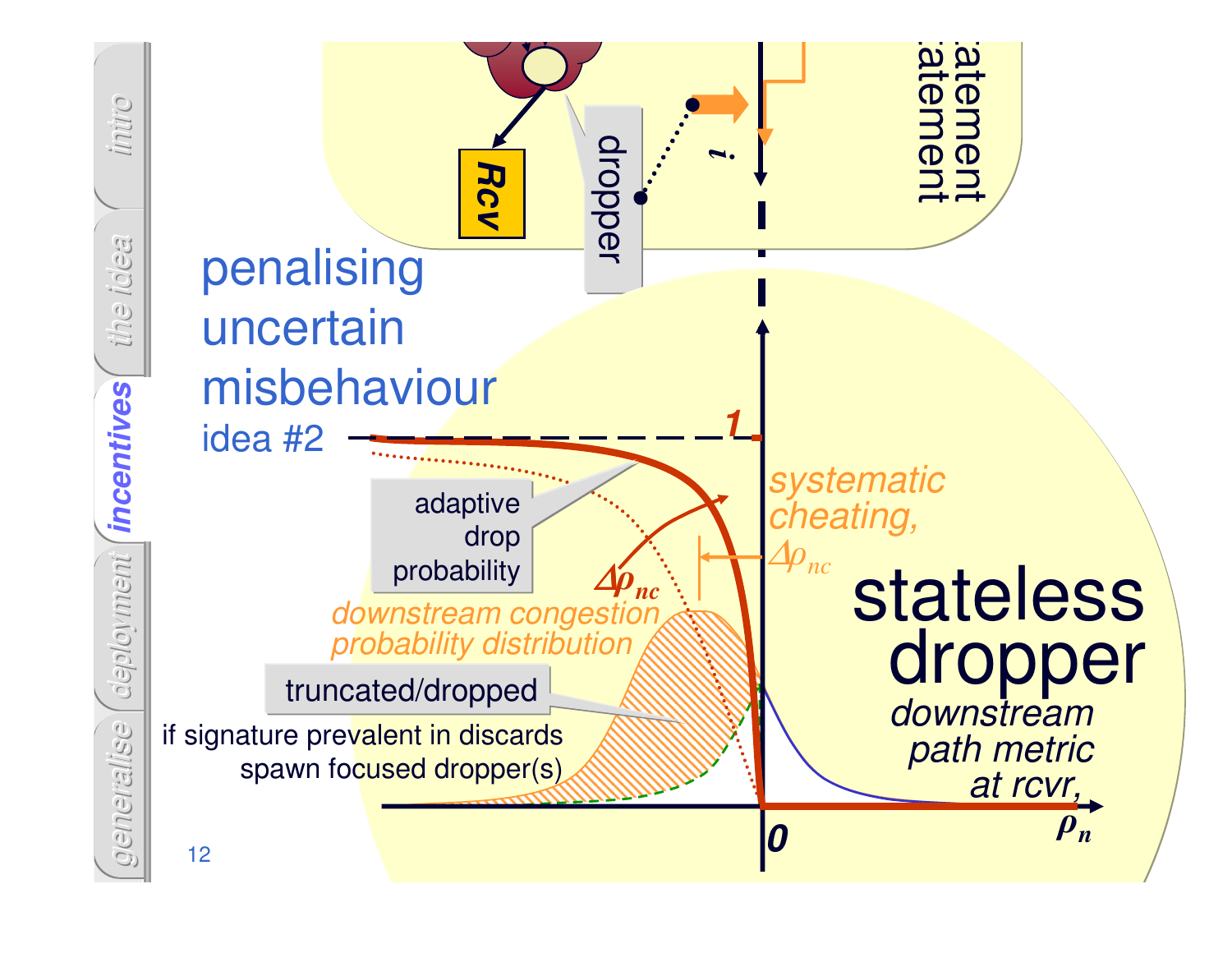# penalising uncertain misbehaviour

idea #2

adaptive drop probability

systematic cheating, $\Delta\rho_{nc}$

$\Delta\rho_{nc}$

downstream congestion probability distribution

truncated/dropped

if signature prevalent in discards spawn focused dropper(s)

## stateless dropper

*downstream path metric at rcvr,* $\rho_n$

1

0

Rcv

dropper

$i$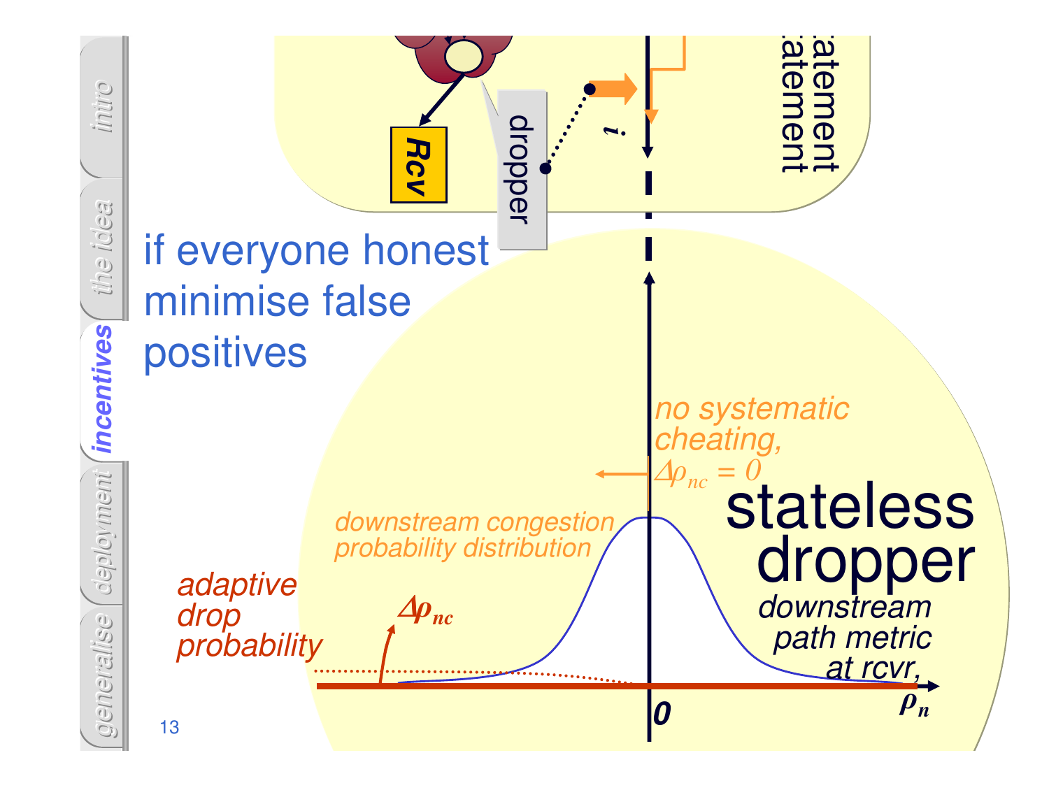if everyone honest
minimise false
positives

no systematic
cheating,
$\Delta\rho_{nc} = 0$

stateless
dropper

downstream congestion
probability distribution

adaptive
drop
probability

$\Delta\rho_{nc}$

downstream
path metric
at rcvr,
$\rho_n$

0

dropper

Rcv

$i$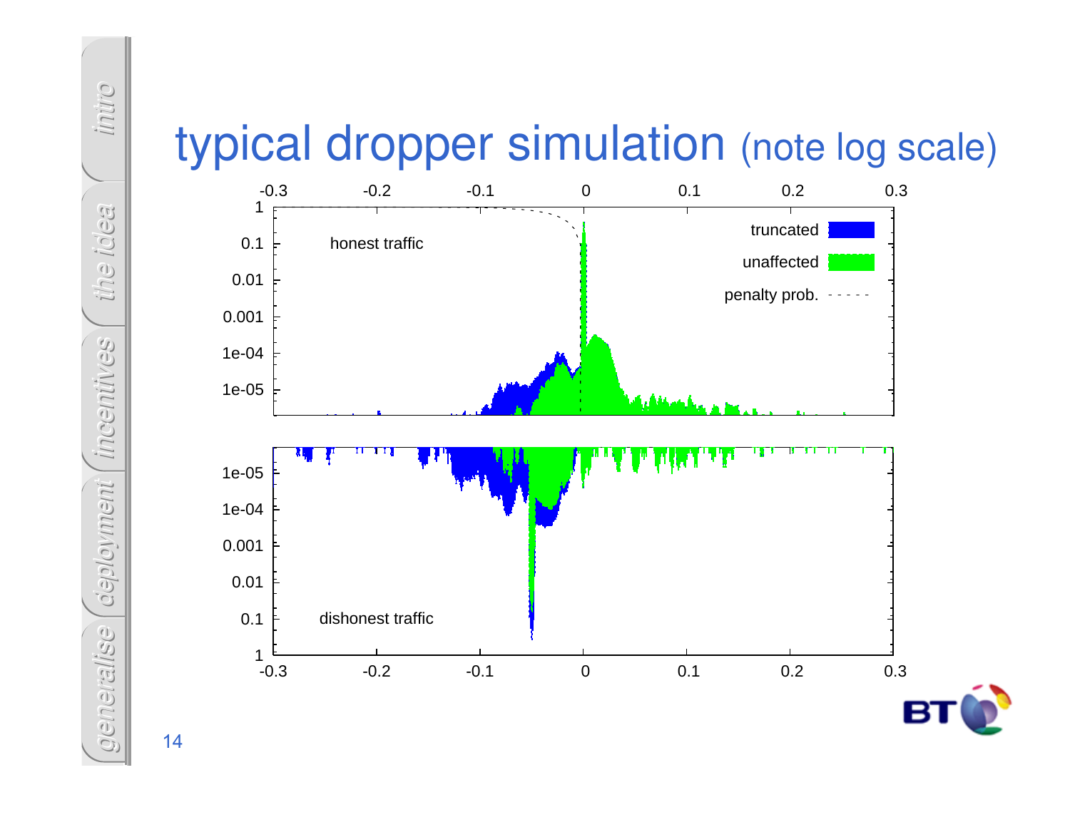# typical dropper simulation (note log scale)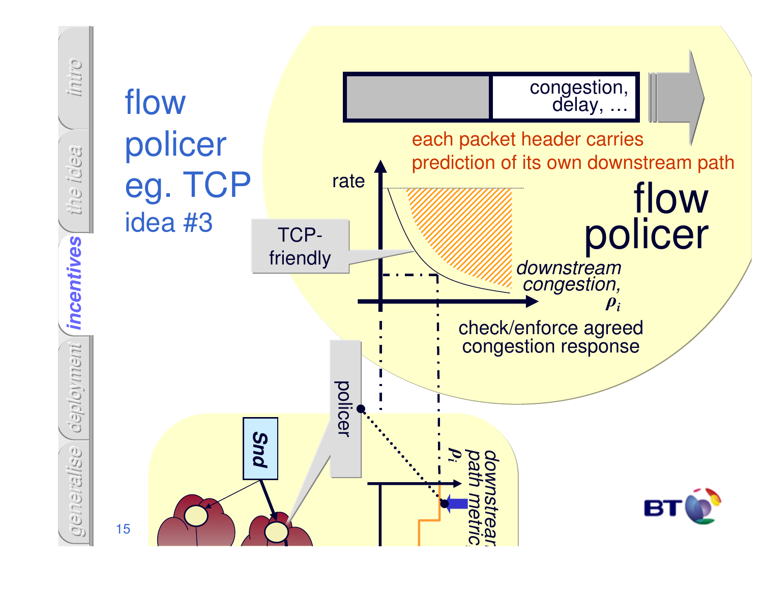# flow policer eg. TCP

## idea #3

congestion, delay, …

each packet header carries prediction of its own downstream path

**flow policer**

rate

TCP-friendly

*downstream congestion,* $\rho_i$

check/enforce agreed congestion response

policer

*Snd*

*downstream path metric,* $\rho_i$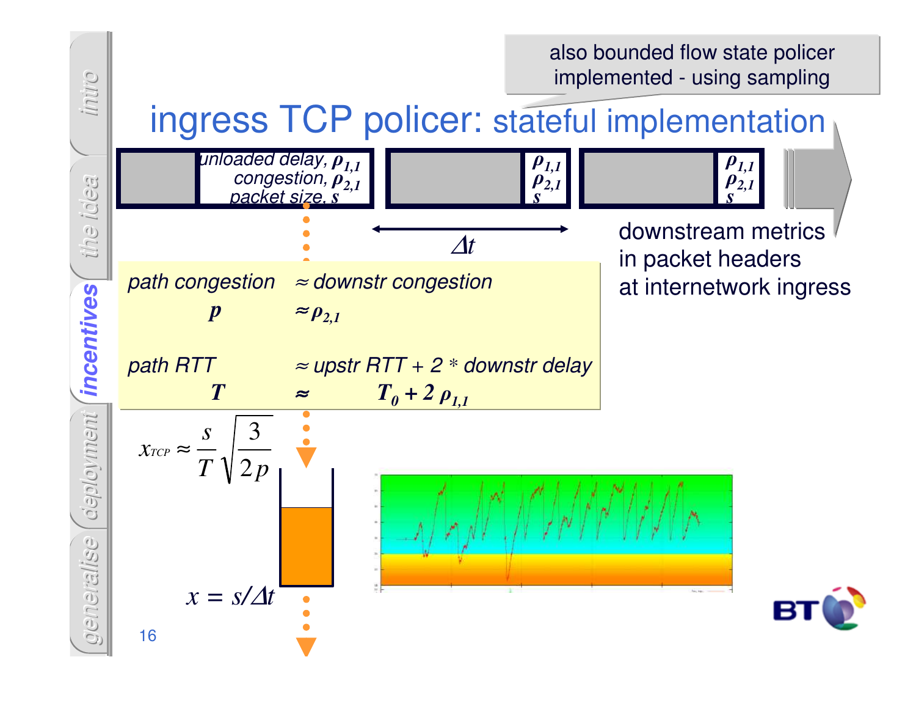# ingress TCP policer: stateful implementation

also bounded flow state policer implemented - using sampling

unloaded delay, $\rho_{1,1}$
congestion, $\rho_{2,1}$
packet size, $s$

$\rho_{1,1}$
$\rho_{2,1}$
$s$

$\rho_{1,1}$
$\rho_{2,1}$
$s$

$\Delta t$

downstream metrics in packet headers at internetwork ingress

| | |
|---|---|
| *path congestion* | *≈ downstr congestion* |
| $p$ | $\approx \rho_{2,1}$ |
| *path RTT* | *≈ upstr RTT + 2 \* downstr delay* |
| $T$ | $\approx T_0 + 2\,\rho_{1,1}$ |

$$x_{TCP} \approx \frac{s}{T}\sqrt{\frac{3}{2p}}$$

$$x = s/\Delta t$$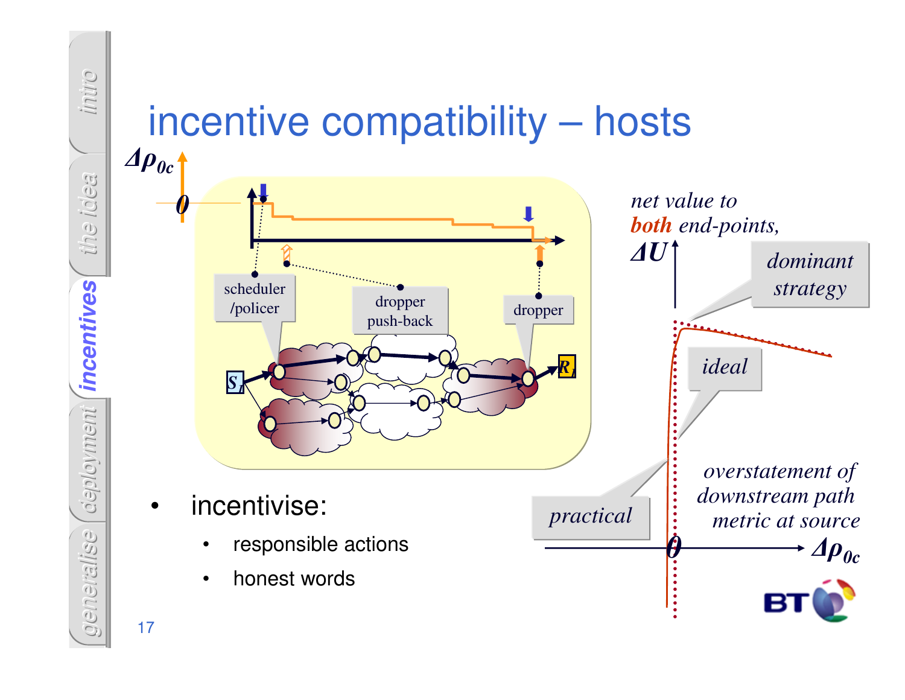# incentive compatibility – hosts

$\Delta\rho_{0c}$

0

scheduler /policer

dropper push-back

dropper

$S_1$

$R_1$

net value to **both** end-points, $\Delta U$

dominant strategy

ideal

practical

overstatement of downstream path metric at source

0

$\Delta\rho_{0c}$

- incentivise:
  - responsible actions
  - honest words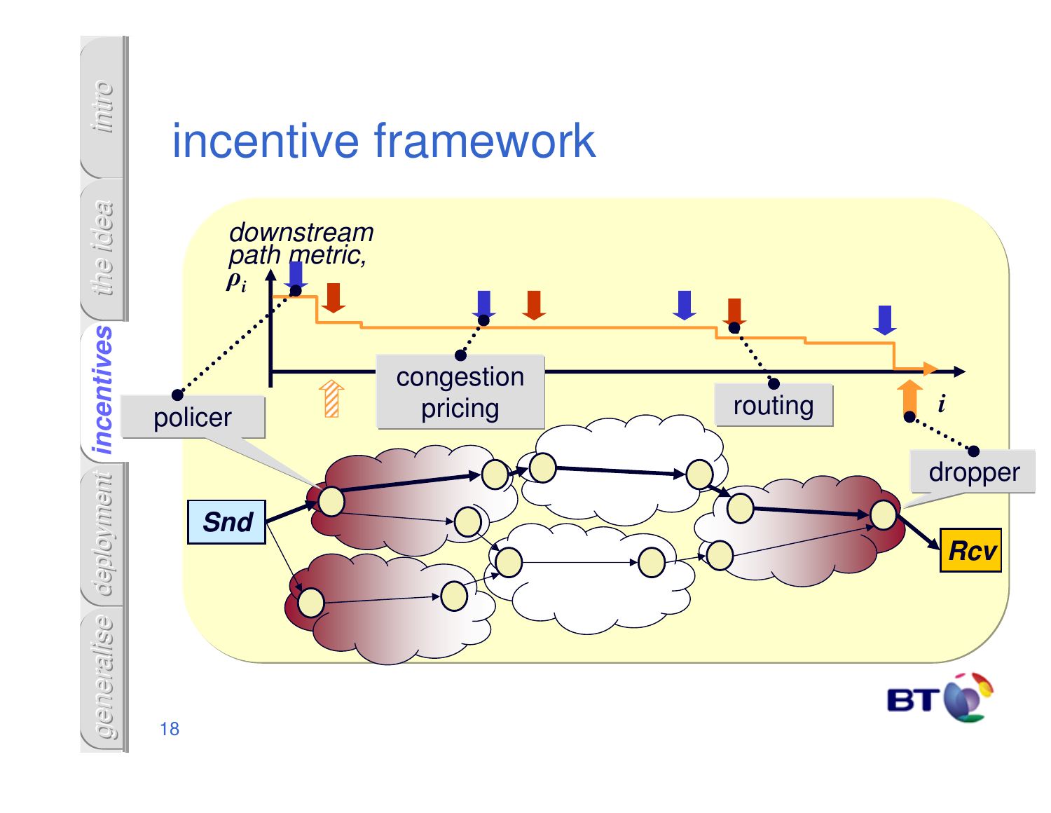# incentive framework

downstream path metric, $\rho_i$

policer

congestion pricing

routing

dropper

$i$

Snd

Rcv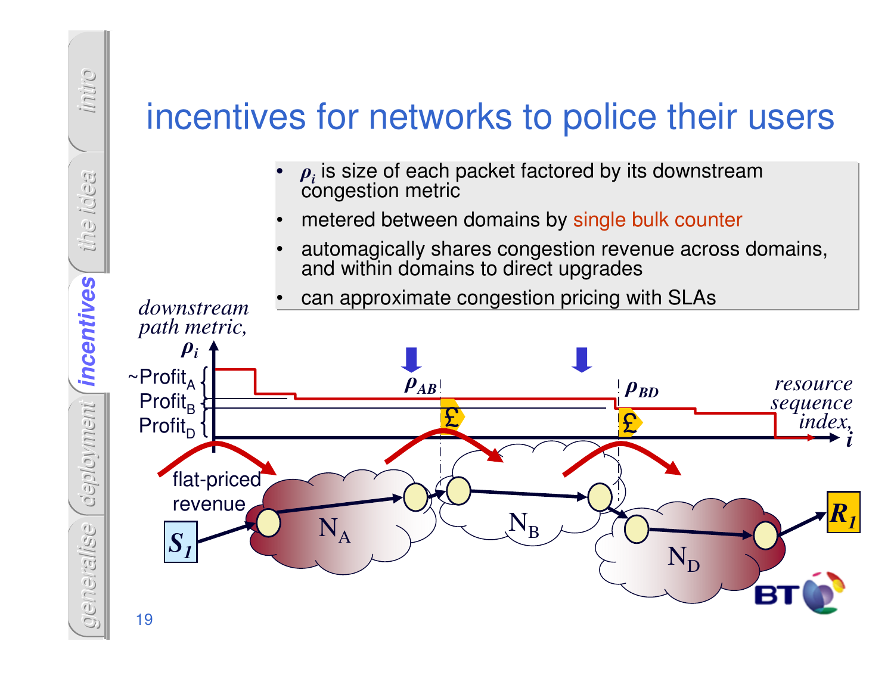# incentives for networks to police their users

- $\rho_i$ is size of each packet factored by its downstream congestion metric
- metered between domains by single bulk counter
- automagically shares congestion revenue across domains, and within domains to direct upgrades
- can approximate congestion pricing with SLAs

*downstream path metric,* $\rho_i$

~Profit$_A$

Profit$_B$

Profit$_D$

$\rho_{AB}$

$\rho_{BD}$

£

£

*resource sequence index,* $i$

flat-priced revenue

$S_1$

$N_A$

$N_B$

$N_D$

$R_1$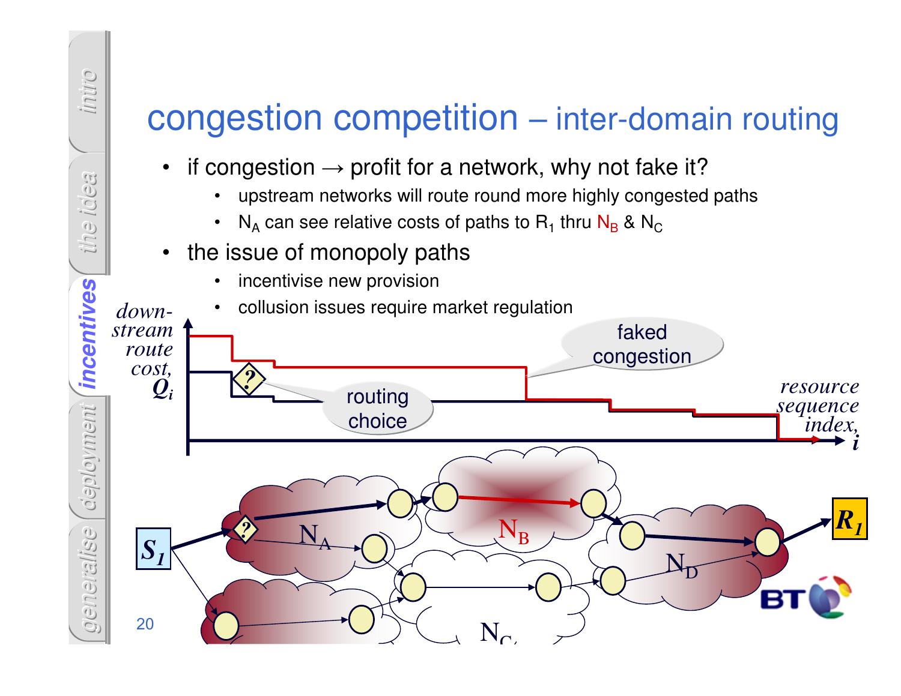# congestion competition – inter-domain routing

- if congestion → profit for a network, why not fake it?
  - upstream networks will route round more highly congested paths
  - $N_A$ can see relative costs of paths to $R_1$ thru $N_B$ & $N_C$
- the issue of monopoly paths
  - incentivise new provision
  - collusion issues require market regulation

*down-stream route cost,* $Q_i$

faked congestion

routing choice

*resource sequence index,* $i$

$S_1$ $N_A$ $N_B$ $N_C$ $N_D$ $R_1$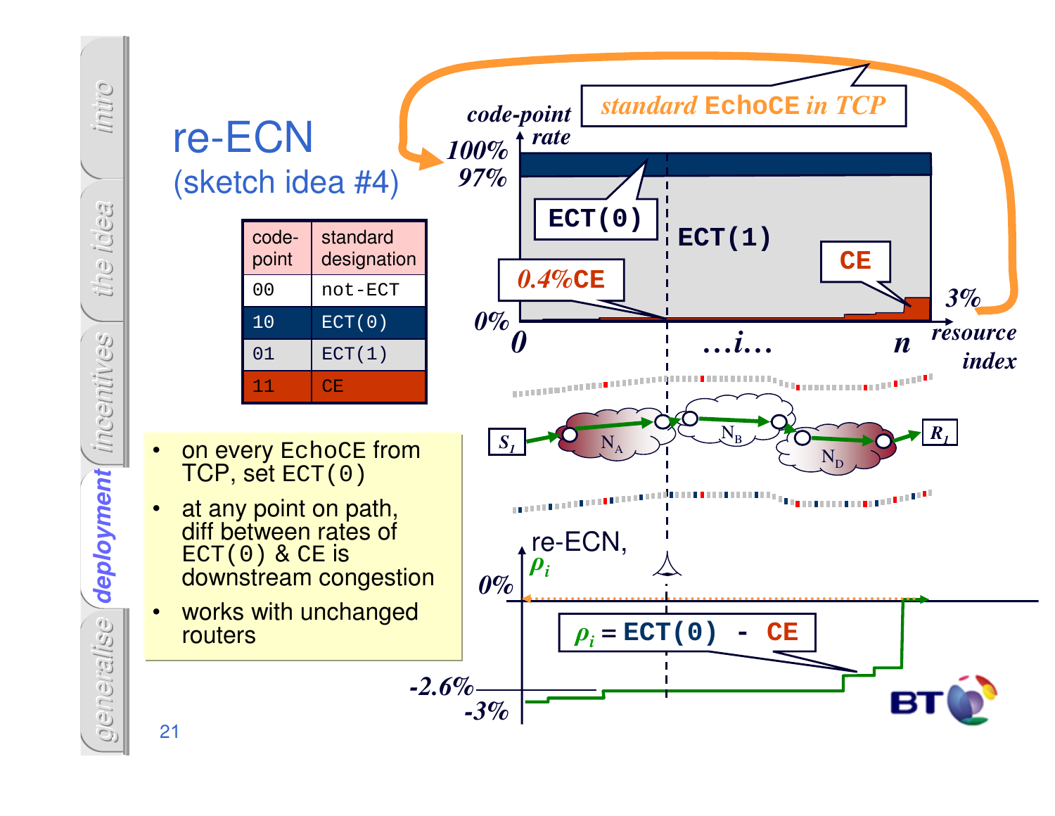# re-ECN

## (sketch idea #4)

| code-point | standard designation |
|---|---|
| 00 | not-ECT |
| 10 | ECT(0) |
| 01 | ECT(1) |
| 11 | CE |

- on every EchoCE from TCP, set ECT(0)
- at any point on path, diff between rates of ECT(0) & CE is downstream congestion
- works with unchanged routers

standard EchoCE in TCP

code-point rate: 100%, 97%, ECT(0), ECT(1), CE, 0.4%CE, 3%, 0%, 0 … i … n resource index

$S_1$, $N_A$, $N_B$, $N_D$, $R_1$

re-ECN, $\rho_i$: 0%, -2.6%, -3%

$\rho_i$ = ECT(0) - CE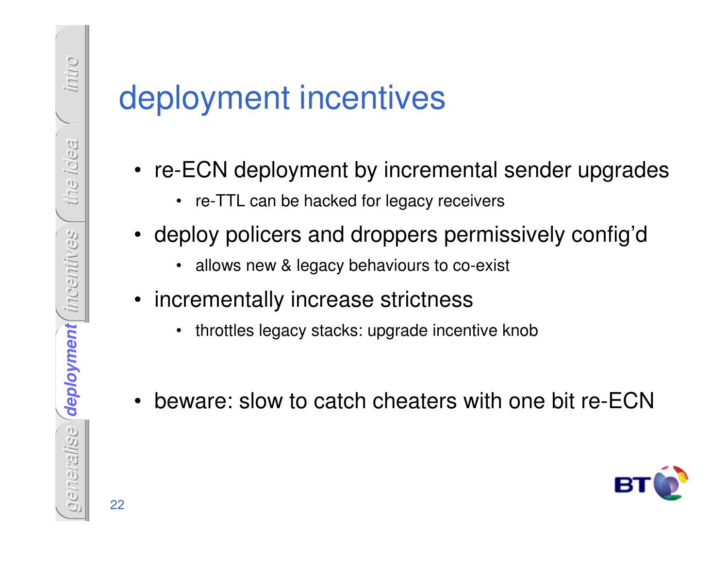# deployment incentives

- re-ECN deployment by incremental sender upgrades
  - re-TTL can be hacked for legacy receivers
- deploy policers and droppers permissively config'd
  - allows new & legacy behaviours to co-exist
- incrementally increase strictness
  - throttles legacy stacks: upgrade incentive knob

- beware: slow to catch cheaters with one bit re-ECN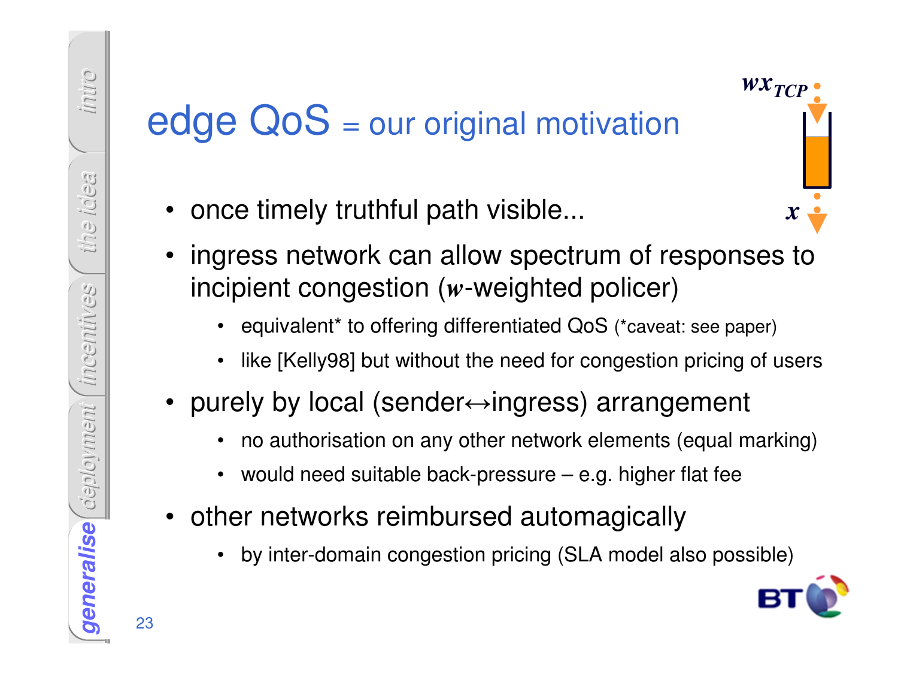# edge QoS = our original motivation

$wx_{TCP}$

$x$

- once timely truthful path visible...
- ingress network can allow spectrum of responses to incipient congestion ($w$-weighted policer)
  - equivalent* to offering differentiated QoS (*caveat: see paper)
  - like [Kelly98] but without the need for congestion pricing of users
- purely by local (sender↔ingress) arrangement
  - no authorisation on any other network elements (equal marking)
  - would need suitable back-pressure – e.g. higher flat fee
- other networks reimbursed automagically
  - by inter-domain congestion pricing (SLA model also possible)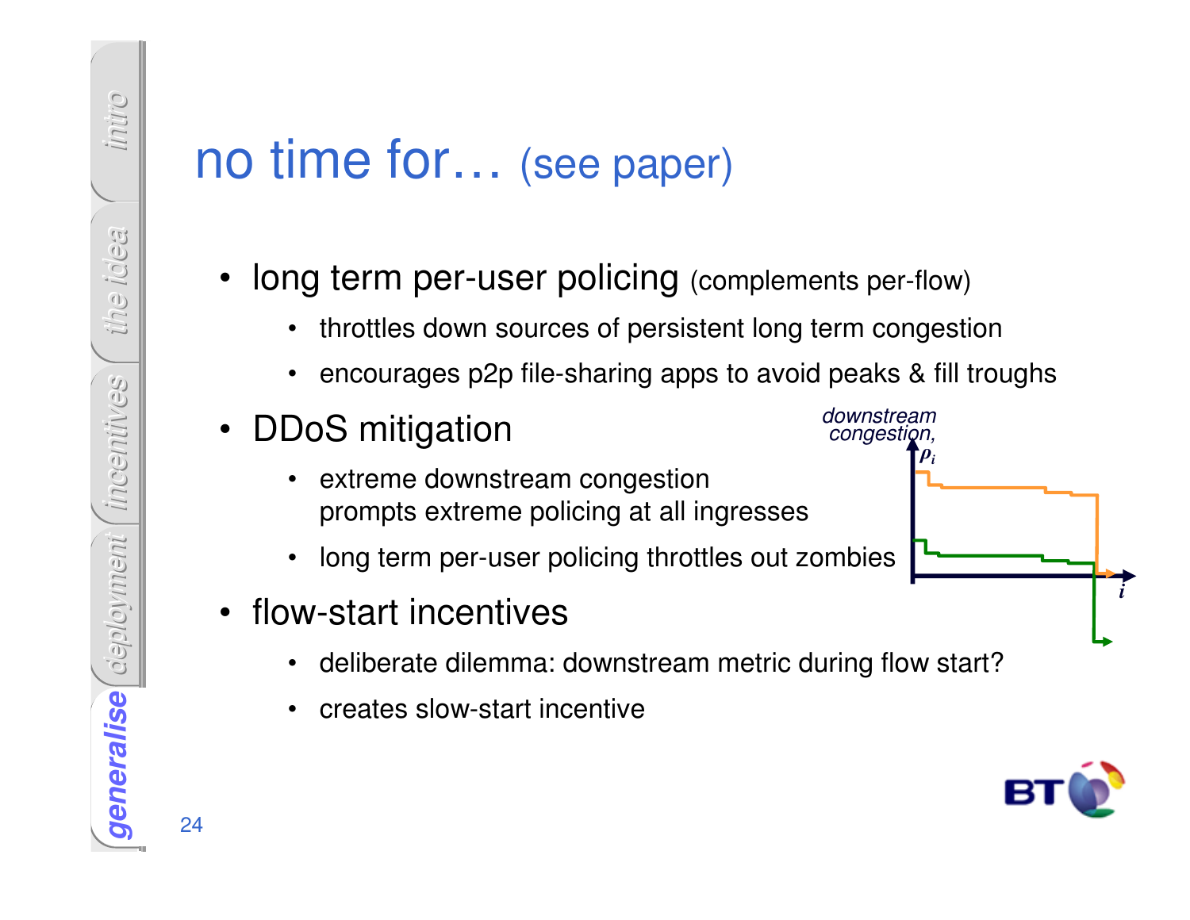# no time for… (see paper)

- long term per-user policing (complements per-flow)
  - throttles down sources of persistent long term congestion
  - encourages p2p file-sharing apps to avoid peaks & fill troughs
- DDoS mitigation
  - extreme downstream congestion prompts extreme policing at all ingresses
  - long term per-user policing throttles out zombies
- flow-start incentives
  - deliberate dilemma: downstream metric during flow start?
  - creates slow-start incentive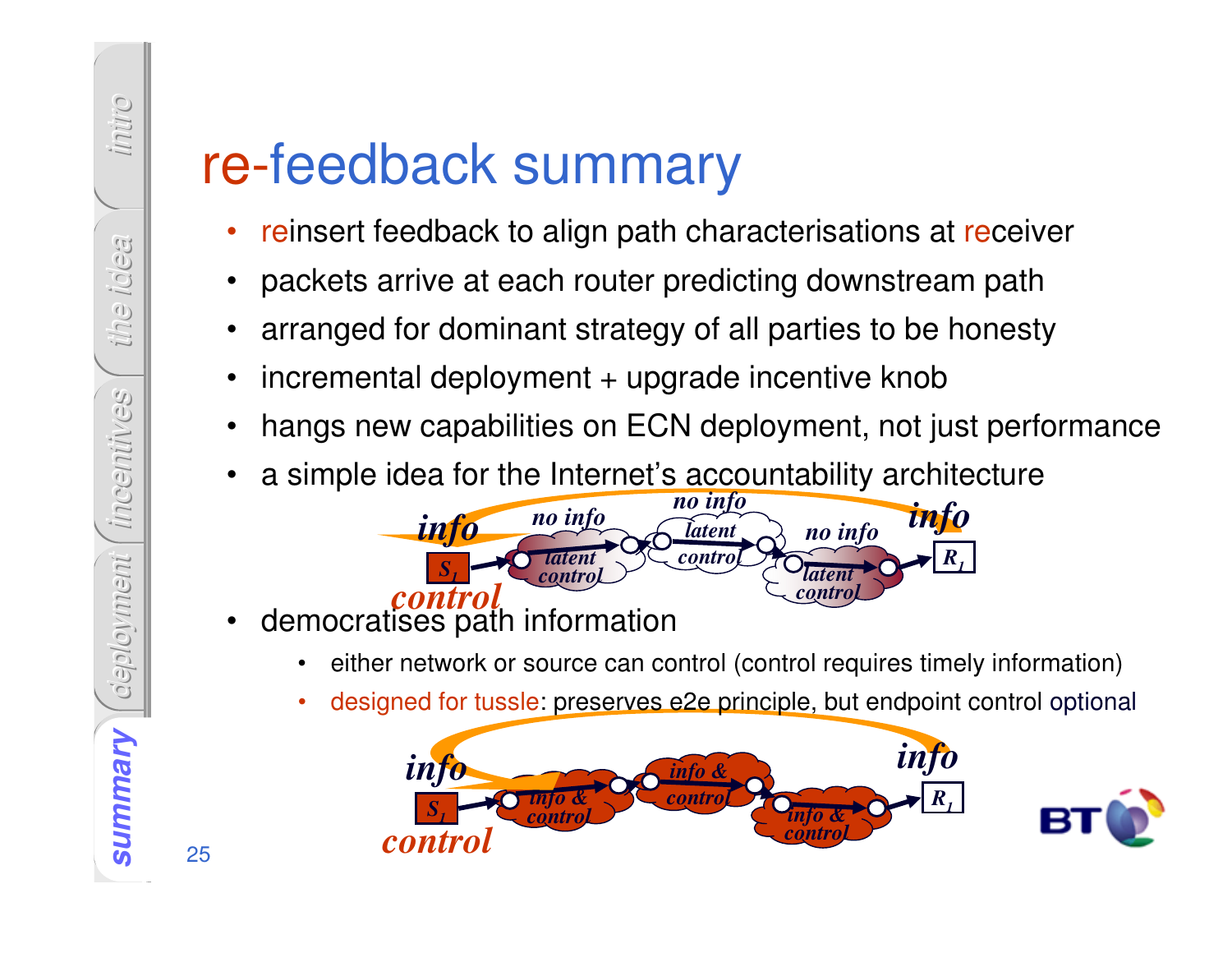# re-feedback summary

- reinsert feedback to align path characterisations at receiver
- packets arrive at each router predicting downstream path
- arranged for dominant strategy of all parties to be honesty
- incremental deployment + upgrade incentive knob
- hangs new capabilities on ECN deployment, not just performance
- a simple idea for the Internet's accountability architecture

*info* *no info* *no info* *no info* *info*

$S_1$ *latent control* *latent control* *latent control* $R_1$

*control*

- democratises path information
  - either network or source can control (control requires timely information)
  - designed for tussle: preserves e2e principle, but endpoint control optional

*info* *info*

$S_1$ *info & control* *info & control* *info & control* $R_1$

*control*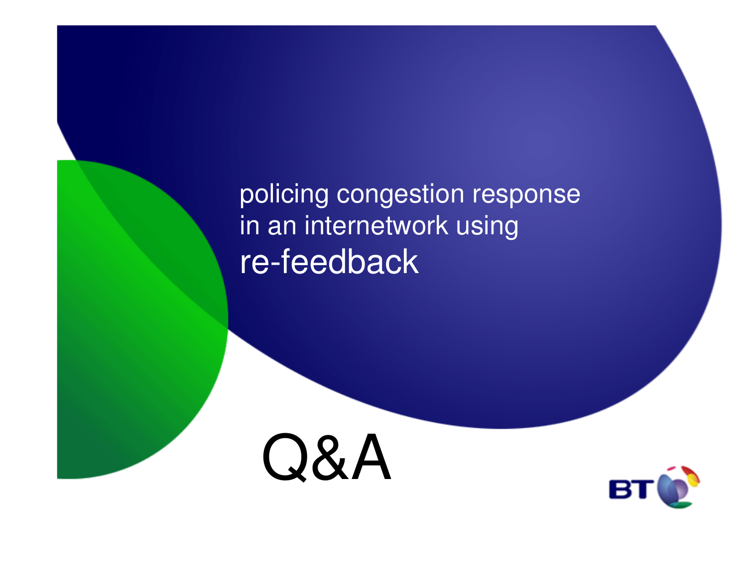policing congestion response in an internetwork using

# re-feedback

# Q&A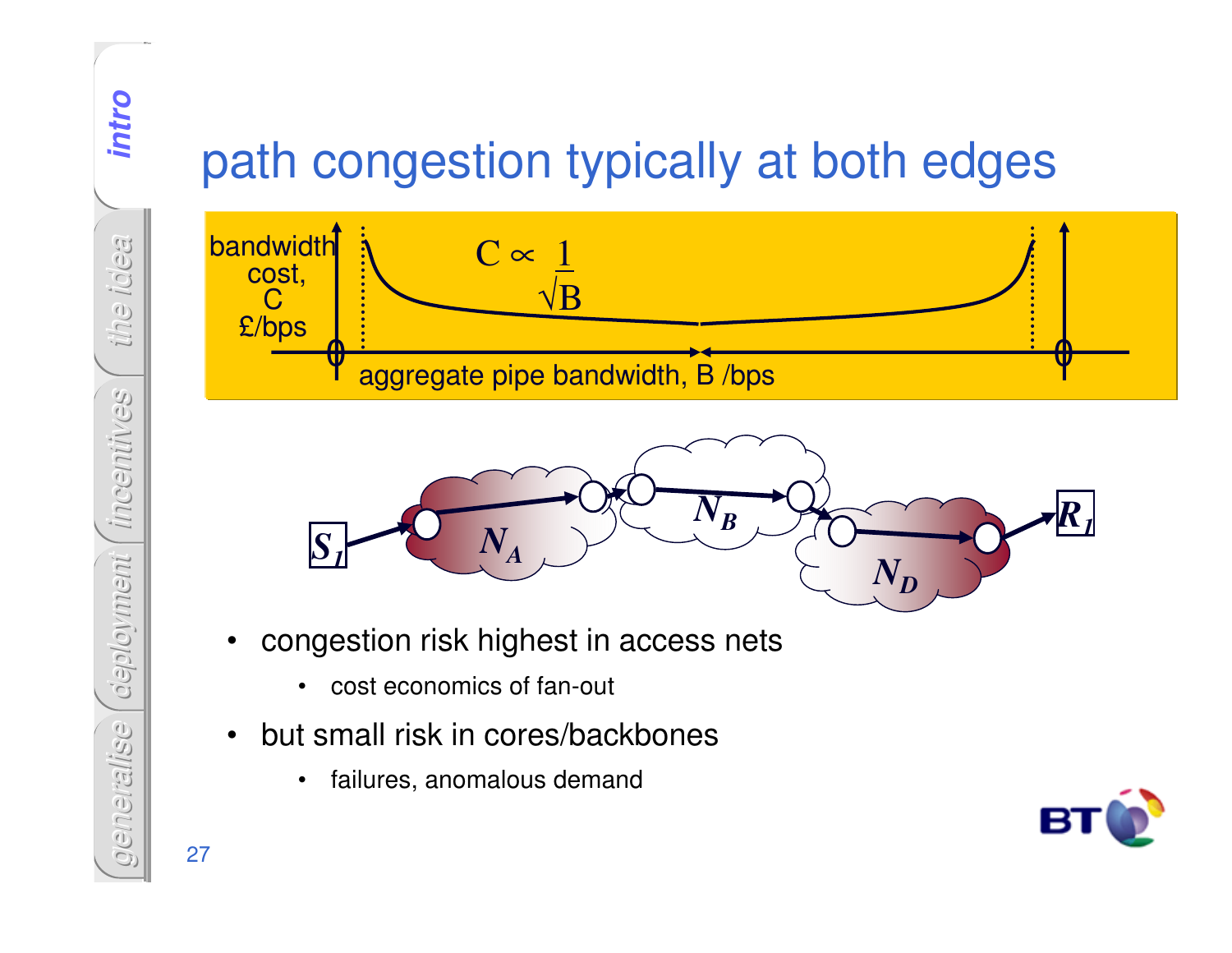# path congestion typically at both edges

bandwidth cost, C £/bps

$$C \propto \frac{1}{\sqrt{B}}$$

0 — aggregate pipe bandwidth, B /bps — 0

$S_1$ → $N_A$ → $N_B$ → $N_D$ → $R_1$

- congestion risk highest in access nets
  - cost economics of fan-out
- but small risk in cores/backbones
  - failures, anomalous demand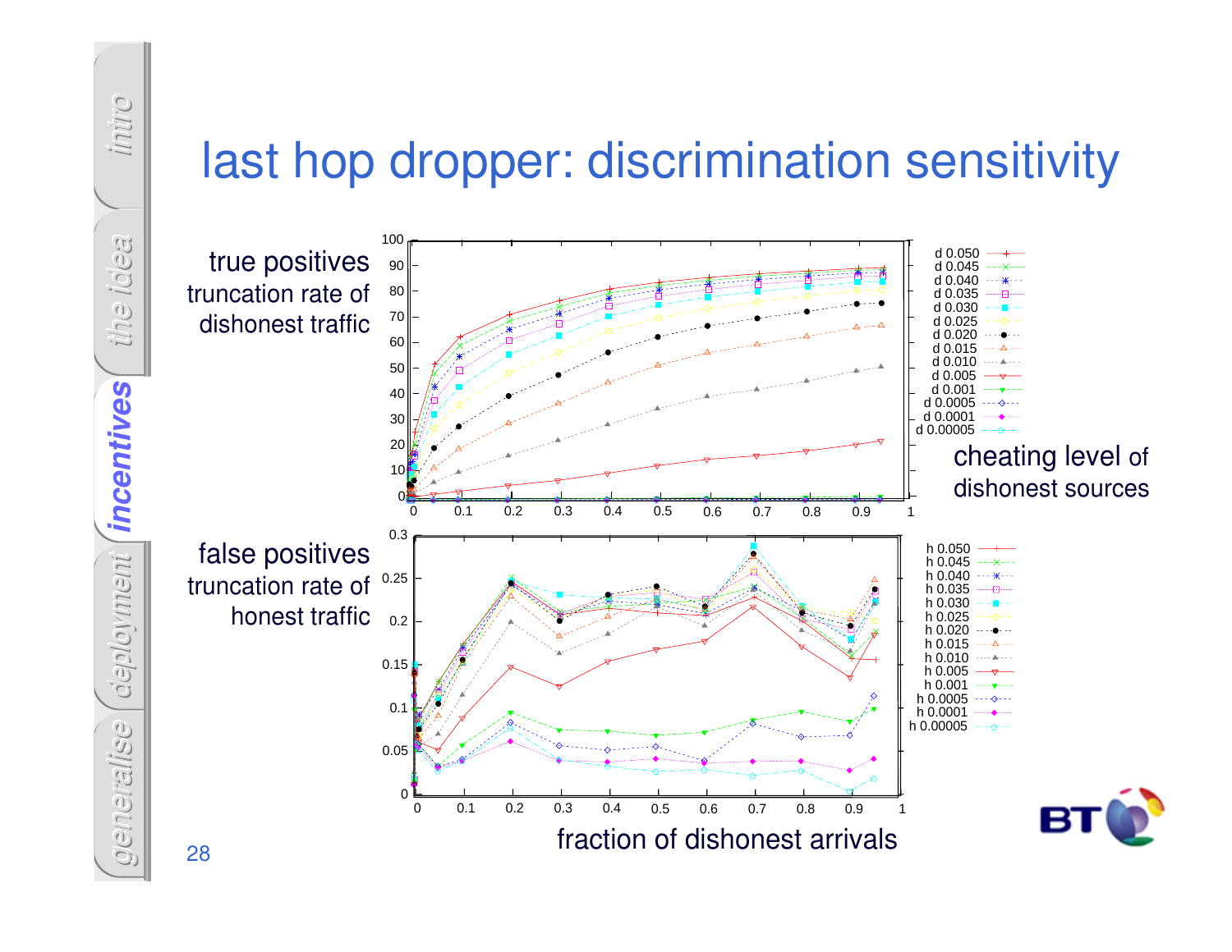# last hop dropper: discrimination sensitivity

true positives
truncation rate of
dishonest traffic

false positives
truncation rate of
honest traffic

cheating level of
dishonest sources

fraction of dishonest arrivals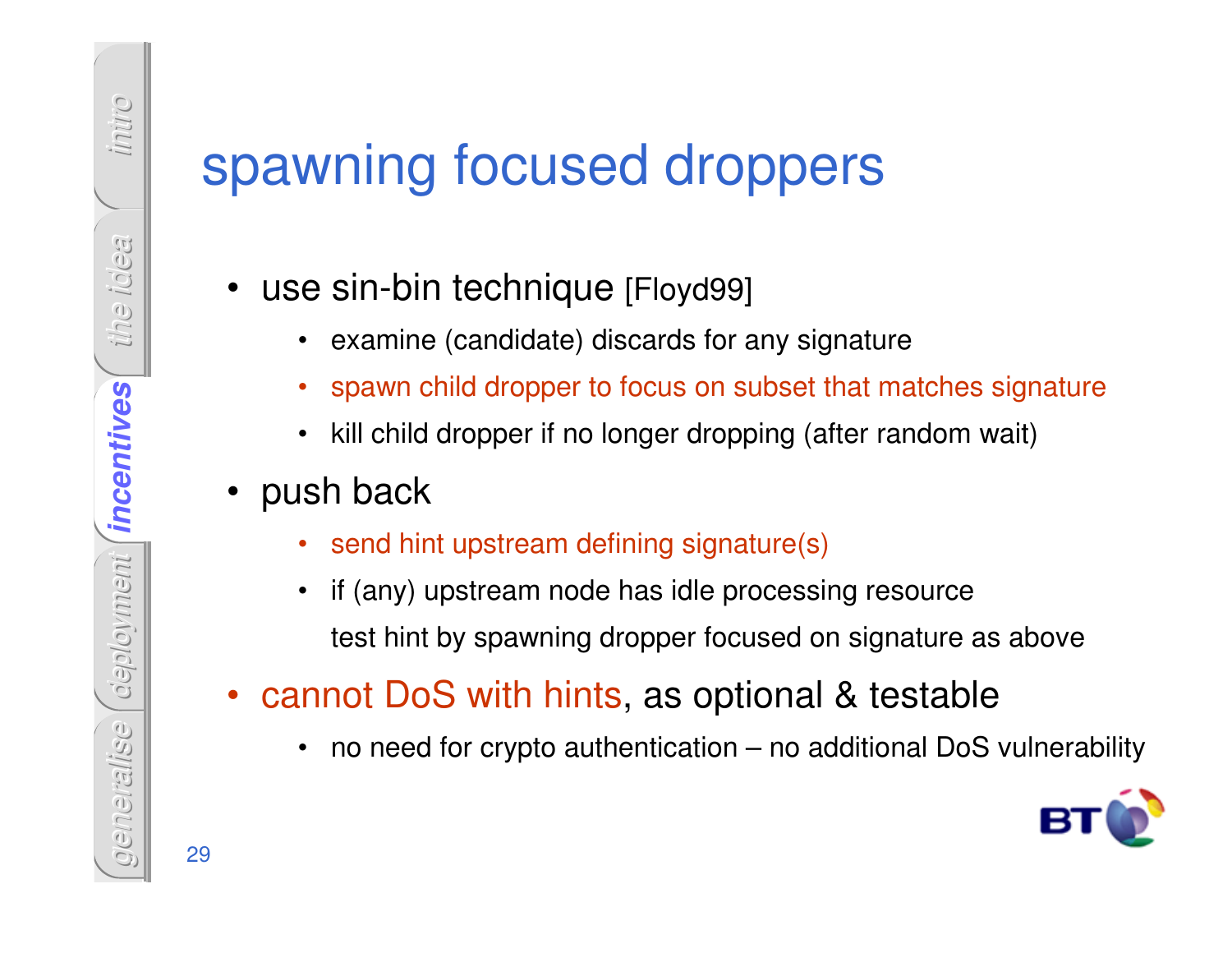# spawning focused droppers

- use sin-bin technique [Floyd99]
  - examine (candidate) discards for any signature
  - spawn child dropper to focus on subset that matches signature
  - kill child dropper if no longer dropping (after random wait)
- push back
  - send hint upstream defining signature(s)
  - if (any) upstream node has idle processing resource
    test hint by spawning dropper focused on signature as above
- cannot DoS with hints, as optional & testable
  - no need for crypto authentication – no additional DoS vulnerability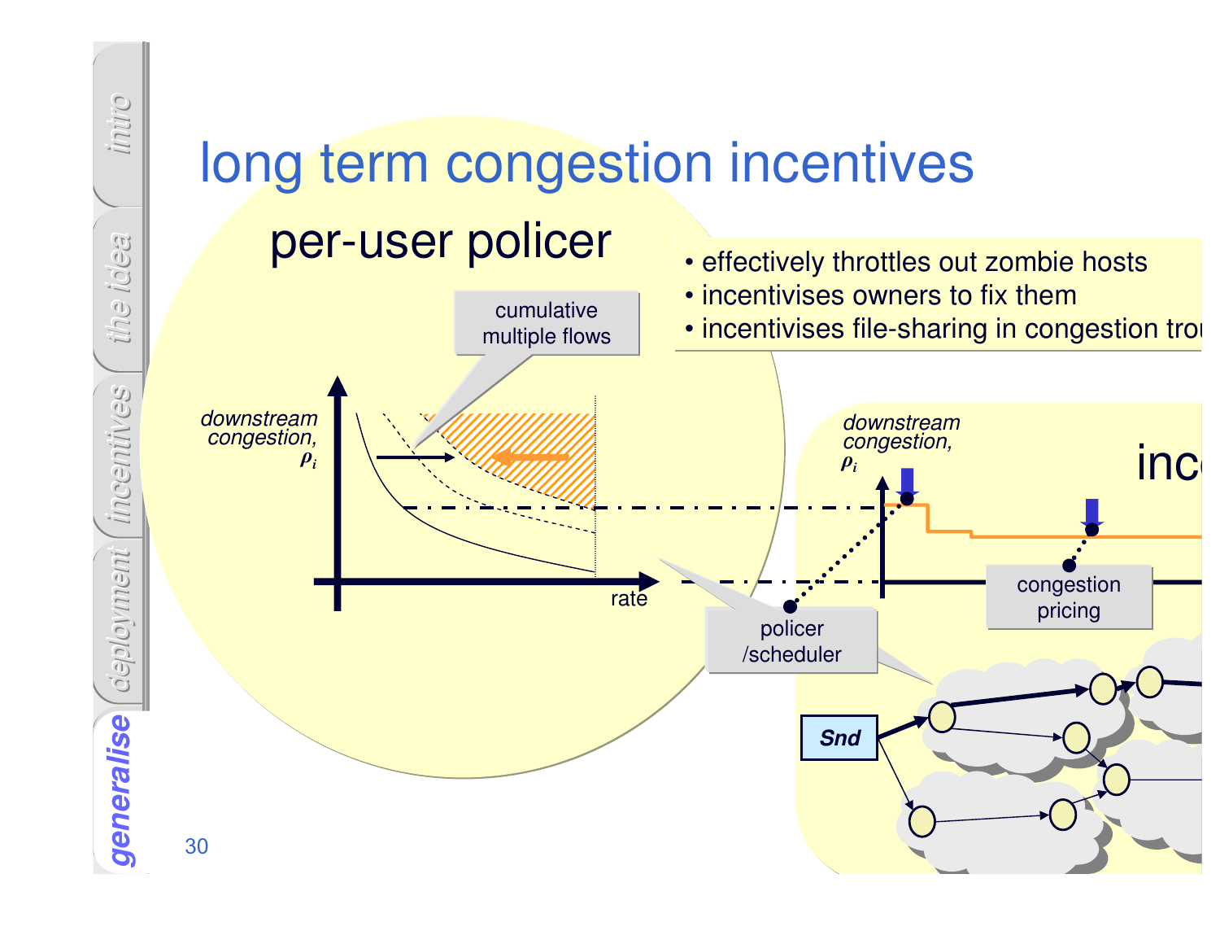# long term congestion incentives

## per-user policer

- effectively throttles out zombie hosts
- incentivises owners to fix them
- incentivises file-sharing in congestion trou

cumulative multiple flows

downstream congestion, $\rho_i$

rate

policer /scheduler

downstream congestion, $\rho_i$

inc

congestion pricing

Snd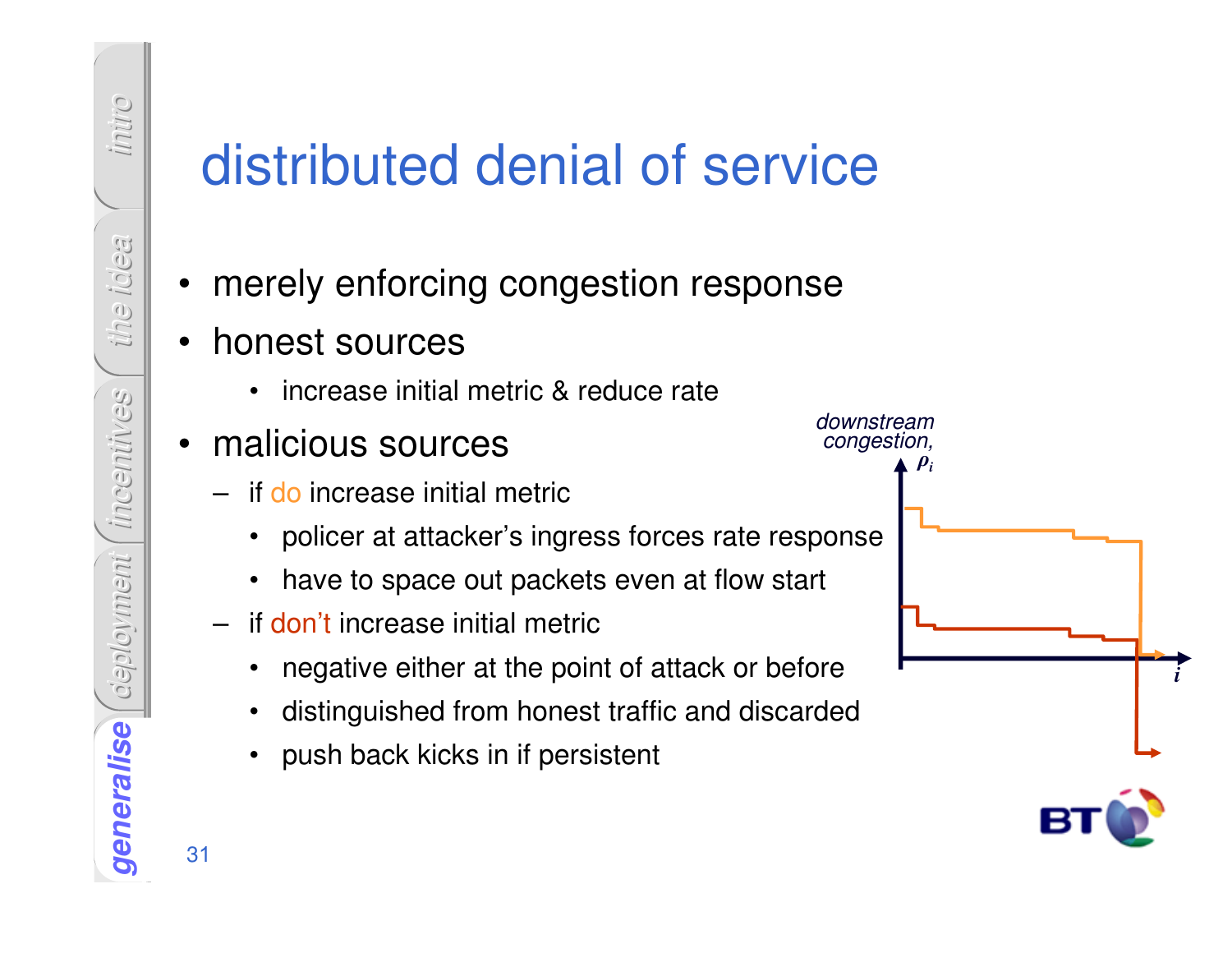# distributed denial of service

- merely enforcing congestion response
- honest sources
  - increase initial metric & reduce rate
- malicious sources
  - if do increase initial metric
    - policer at attacker's ingress forces rate response
    - have to space out packets even at flow start
  - if don't increase initial metric
    - negative either at the point of attack or before
    - distinguished from honest traffic and discarded
    - push back kicks in if persistent

downstream congestion, $\rho_i$

$i$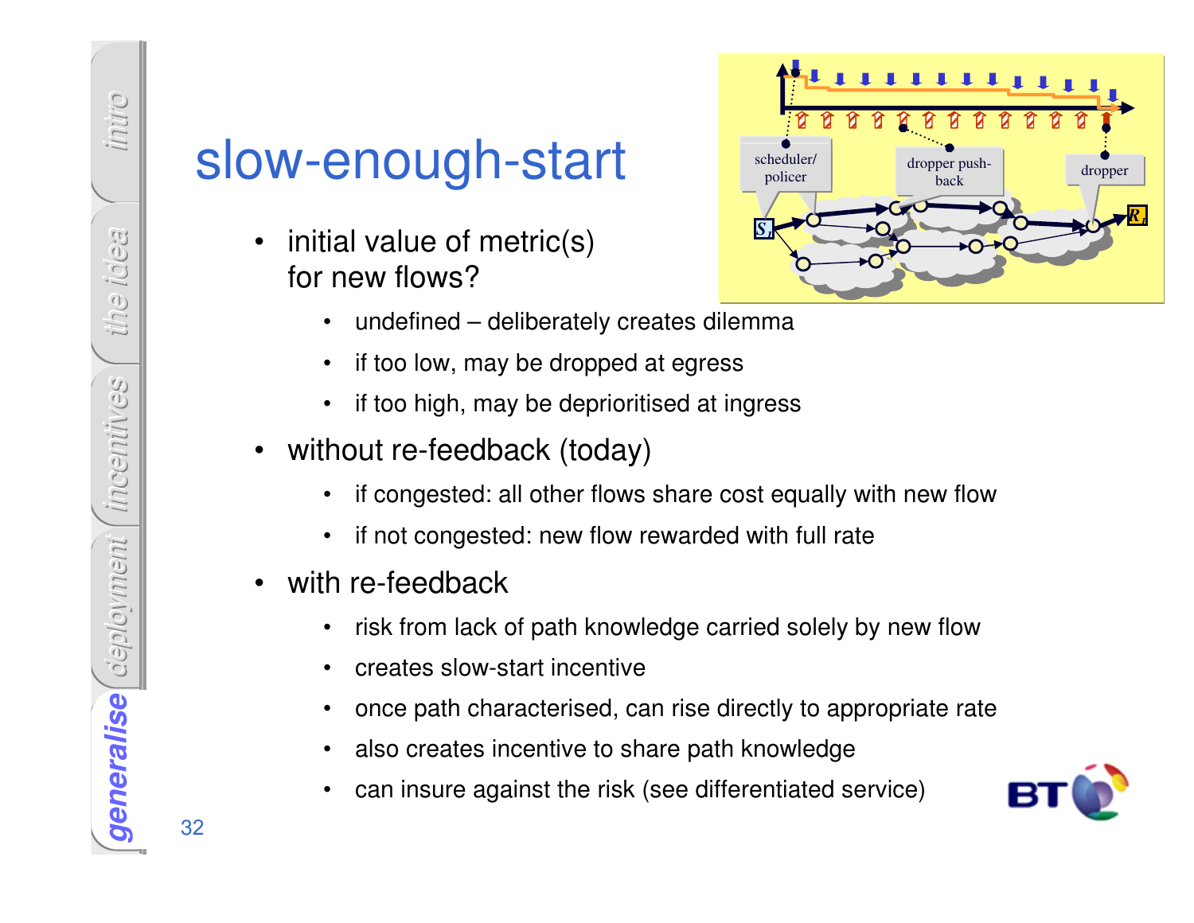# slow-enough-start

scheduler/ policer

dropper push-back

dropper

$S_1$

$R_1$

- initial value of metric(s) for new flows?
  - undefined – deliberately creates dilemma
  - if too low, may be dropped at egress
  - if too high, may be deprioritised at ingress
- without re-feedback (today)
  - if congested: all other flows share cost equally with new flow
  - if not congested: new flow rewarded with full rate
- with re-feedback
  - risk from lack of path knowledge carried solely by new flow
  - creates slow-start incentive
  - once path characterised, can rise directly to appropriate rate
  - also creates incentive to share path knowledge
  - can insure against the risk (see differentiated service)